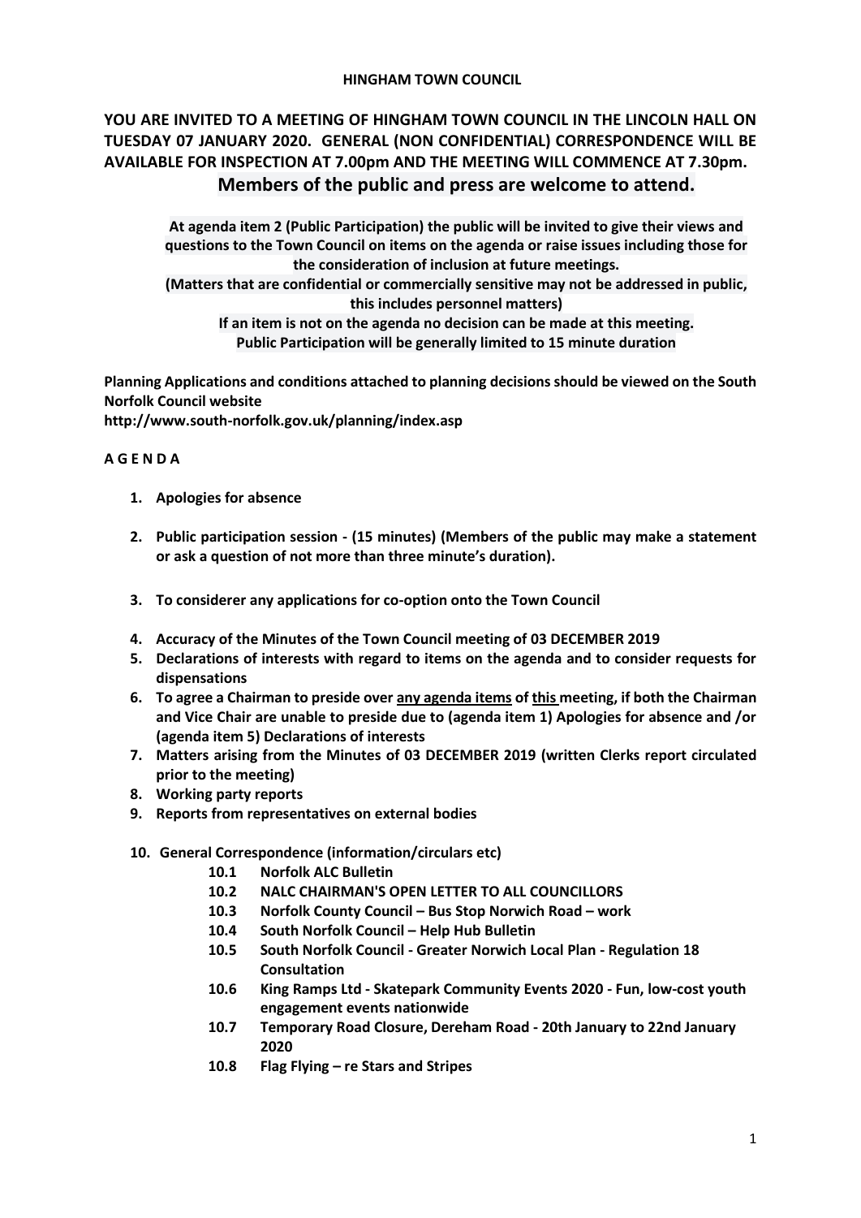**HINGHAM TOWN COUNCIL**

**YOU ARE INVITED TO A MEETING OF HINGHAM TOWN COUNCIL IN THE LINCOLN HALL ON TUESDAY 07 JANUARY 2020. GENERAL (NON CONFIDENTIAL) CORRESPONDENCE WILL BE AVAILABLE FOR INSPECTION AT 7.00pm AND THE MEETING WILL COMMENCE AT 7.30pm.**

**Members of the public and press are welcome to attend.**

**At agenda item 2 (Public Participation) the public will be invited to give their views and questions to the Town Council on items on the agenda or raise issues including those for the consideration of inclusion at future meetings.**
**(Matters that are confidential or commercially sensitive may not be addressed in public, this includes personnel matters)**
**If an item is not on the agenda no decision can be made at this meeting.**
**Public Participation will be generally limited to 15 minute duration**

**Planning Applications and conditions attached to planning decisions should be viewed on the South Norfolk Council website**
**http://www.south-norfolk.gov.uk/planning/index.asp**

**A G E N D A**

1. **Apologies for absence**
2. **Public participation session - (15 minutes) (Members of the public may make a statement or ask a question of not more than three minute's duration).**
3. **To considerer any applications for co-option onto the Town Council**
4. **Accuracy of the Minutes of the Town Council meeting of 03 DECEMBER 2019**
5. **Declarations of interests with regard to items on the agenda and to consider requests for dispensations**
6. **To agree a Chairman to preside over <u>any agenda items</u> of <u>this</u> meeting, if both the Chairman and Vice Chair are unable to preside due to (agenda item 1) Apologies for absence and /or (agenda item 5) Declarations of interests**
7. **Matters arising from the Minutes of 03 DECEMBER 2019 (written Clerks report circulated prior to the meeting)**
8. **Working party reports**
9. **Reports from representatives on external bodies**
10. **General Correspondence (information/circulars etc)**
    - **10.1 Norfolk ALC Bulletin**
    - **10.2 NALC CHAIRMAN'S OPEN LETTER TO ALL COUNCILLORS**
    - **10.3 Norfolk County Council – Bus Stop Norwich Road – work**
    - **10.4 South Norfolk Council – Help Hub Bulletin**
    - **10.5 South Norfolk Council - Greater Norwich Local Plan - Regulation 18 Consultation**
    - **10.6 King Ramps Ltd - Skatepark Community Events 2020 - Fun, low-cost youth engagement events nationwide**
    - **10.7 Temporary Road Closure, Dereham Road - 20th January to 22nd January 2020**
    - **10.8 Flag Flying – re Stars and Stripes**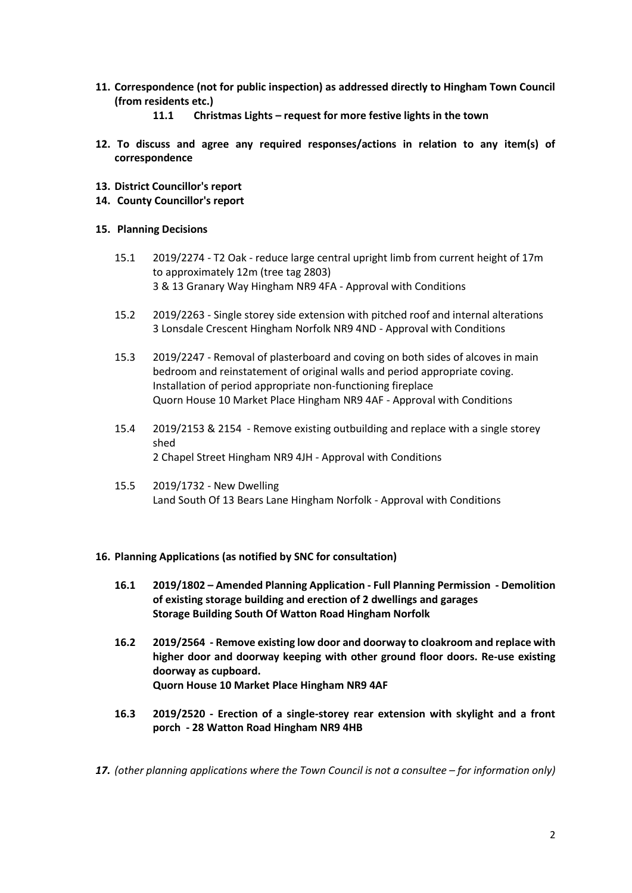**11. Correspondence (not for public inspection) as addressed directly to Hingham Town Council (from residents etc.)**

**11.1 Christmas Lights – request for more festive lights in the town**

**12. To discuss and agree any required responses/actions in relation to any item(s) of correspondence**

**13. District Councillor's report**

**14. County Councillor's report**

**15. Planning Decisions**

15.1 2019/2274 - T2 Oak - reduce large central upright limb from current height of 17m to approximately 12m (tree tag 2803)
3 & 13 Granary Way Hingham NR9 4FA - Approval with Conditions

15.2 2019/2263 - Single storey side extension with pitched roof and internal alterations
3 Lonsdale Crescent Hingham Norfolk NR9 4ND - Approval with Conditions

15.3 2019/2247 - Removal of plasterboard and coving on both sides of alcoves in main bedroom and reinstatement of original walls and period appropriate coving. Installation of period appropriate non-functioning fireplace
Quorn House 10 Market Place Hingham NR9 4AF - Approval with Conditions

15.4 2019/2153 & 2154 - Remove existing outbuilding and replace with a single storey shed
2 Chapel Street Hingham NR9 4JH - Approval with Conditions

15.5 2019/1732 - New Dwelling
Land South Of 13 Bears Lane Hingham Norfolk - Approval with Conditions

**16. Planning Applications (as notified by SNC for consultation)**

**16.1 2019/1802 – Amended Planning Application - Full Planning Permission - Demolition of existing storage building and erection of 2 dwellings and garages**
**Storage Building South Of Watton Road Hingham Norfolk**

**16.2 2019/2564 - Remove existing low door and doorway to cloakroom and replace with higher door and doorway keeping with other ground floor doors. Re-use existing doorway as cupboard.**
**Quorn House 10 Market Place Hingham NR9 4AF**

**16.3 2019/2520 - Erection of a single-storey rear extension with skylight and a front porch - 28 Watton Road Hingham NR9 4HB**

***17.** *(other planning applications where the Town Council is not a consultee – for information only)*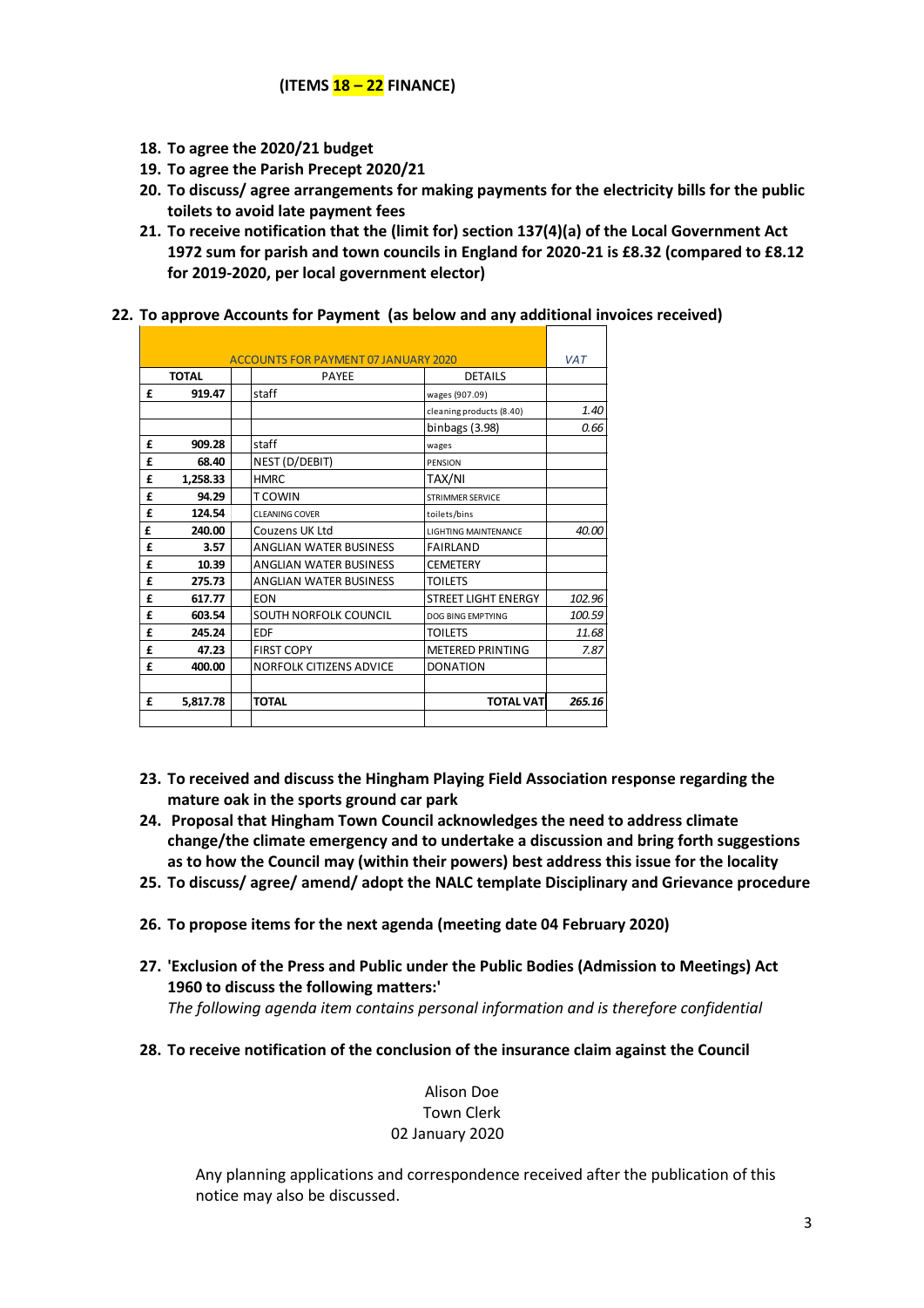**(ITEMS 18 – 22 FINANCE)**

18. **To agree the 2020/21 budget**
19. **To agree the Parish Precept 2020/21**
20. **To discuss/ agree arrangements for making payments for the electricity bills for the public toilets to avoid late payment fees**
21. **To receive notification that the (limit for) section 137(4)(a) of the Local Government Act 1972 sum for parish and town councils in England for 2020-21 is £8.32 (compared to £8.12 for 2019-2020, per local government elector)**

22. **To approve Accounts for Payment (as below and any additional invoices received)**

| ACCOUNTS FOR PAYMENT 07 JANUARY 2020 | | | | | *VAT* |
|---|---|---|---|---|---|
| TOTAL | | | PAYEE | DETAILS | |
| £ | 919.47 | | staff | wages (907.09) | |
| | | | | cleaning products (8.40) | 1.40 |
| | | | | binbags (3.98) | 0.66 |
| £ | 909.28 | | staff | wages | |
| £ | 68.40 | | NEST (D/DEBIT) | PENSION | |
| £ | 1,258.33 | | HMRC | TAX/NI | |
| £ | 94.29 | | T COWIN | STRIMMER SERVICE | |
| £ | 124.54 | | CLEANING COVER | toilets/bins | |
| £ | 240.00 | | Couzens UK Ltd | LIGHTING MAINTENANCE | 40.00 |
| £ | 3.57 | | ANGLIAN WATER BUSINESS | FAIRLAND | |
| £ | 10.39 | | ANGLIAN WATER BUSINESS | CEMETERY | |
| £ | 275.73 | | ANGLIAN WATER BUSINESS | TOILETS | |
| £ | 617.77 | | EON | STREET LIGHT ENERGY | 102.96 |
| £ | 603.54 | | SOUTH NORFOLK COUNCIL | DOG BING EMPTYING | 100.59 |
| £ | 245.24 | | EDF | TOILETS | 11.68 |
| £ | 47.23 | | FIRST COPY | METERED PRINTING | 7.87 |
| £ | 400.00 | | NORFOLK CITIZENS ADVICE | DONATION | |
| | | | | | |
| £ | 5,817.78 | | TOTAL | TOTAL VAT | 265.16 |

23. **To received and discuss the Hingham Playing Field Association response regarding the mature oak in the sports ground car park**
24. **Proposal that Hingham Town Council acknowledges the need to address climate change/the climate emergency and to undertake a discussion and bring forth suggestions as to how the Council may (within their powers) best address this issue for the locality**
25. **To discuss/ agree/ amend/ adopt the NALC template Disciplinary and Grievance procedure**

26. **To propose items for the next agenda (meeting date 04 February 2020)**

27. **'Exclusion of the Press and Public under the Public Bodies (Admission to Meetings) Act 1960 to discuss the following matters:'**
    *The following agenda item contains personal information and is therefore confidential*

28. **To receive notification of the conclusion of the insurance claim against the Council**

Alison Doe
Town Clerk
02 January 2020

Any planning applications and correspondence received after the publication of this notice may also be discussed.